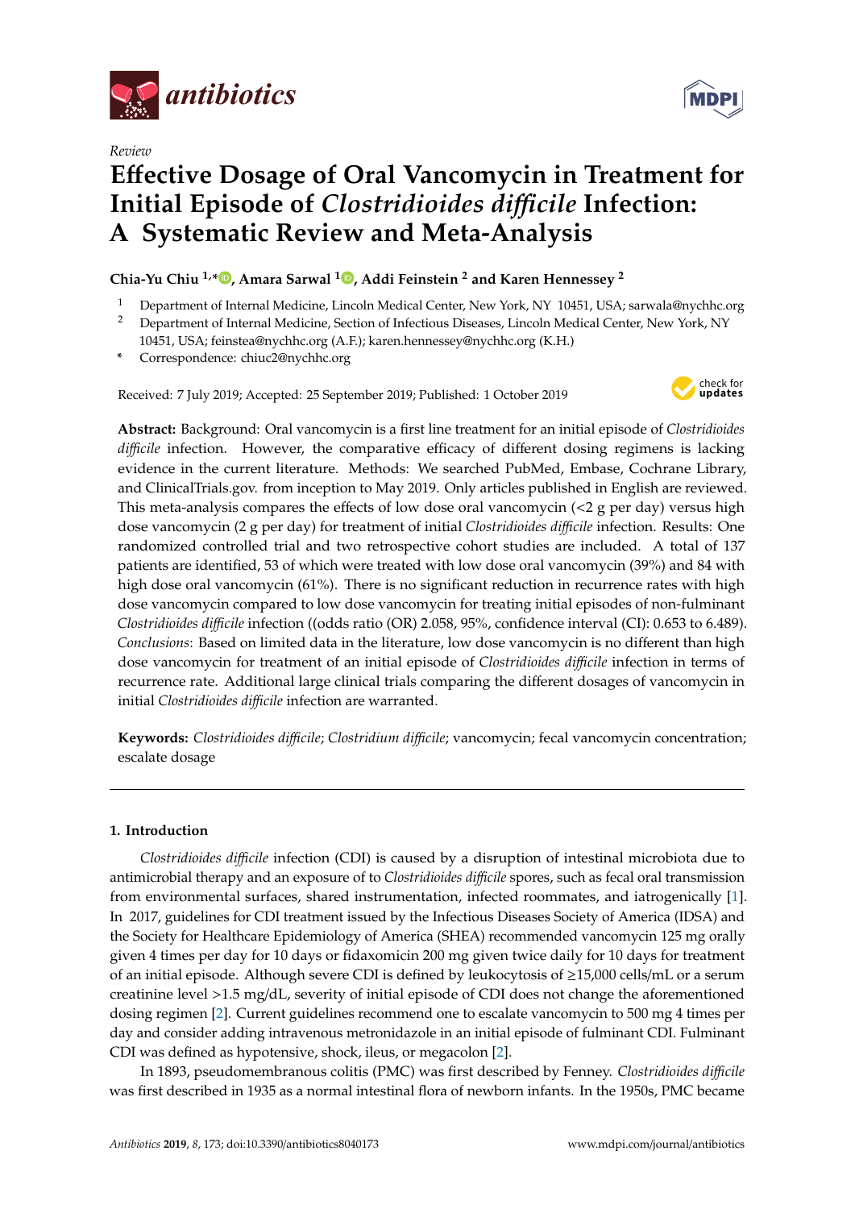*Review*

# Effective Dosage of Oral Vancomycin in Treatment for Initial Episode of *Clostridioides difficile* Infection: A Systematic Review and Meta-Analysis

**Chia-Yu Chiu [1,*], Amara Sarwal [1], Addi Feinstein [2] and Karen Hennessey [2]**

[1] Department of Internal Medicine, Lincoln Medical Center, New York, NY 10451, USA; sarwala@nychhc.org
[2] Department of Internal Medicine, Section of Infectious Diseases, Lincoln Medical Center, New York, NY 10451, USA; feinstea@nychhc.org (A.F.); karen.hennessey@nychhc.org (K.H.)
* Correspondence: chiuc2@nychhc.org

Received: 7 July 2019; Accepted: 25 September 2019; Published: 1 October 2019

**Abstract:** Background: Oral vancomycin is a first line treatment for an initial episode of *Clostridioides difficile* infection. However, the comparative efficacy of different dosing regimens is lacking evidence in the current literature. Methods: We searched PubMed, Embase, Cochrane Library, and ClinicalTrials.gov. from inception to May 2019. Only articles published in English are reviewed. This meta-analysis compares the effects of low dose oral vancomycin (<2 g per day) versus high dose vancomycin (2 g per day) for treatment of initial *Clostridioides difficile* infection. Results: One randomized controlled trial and two retrospective cohort studies are included. A total of 137 patients are identified, 53 of which were treated with low dose oral vancomycin (39%) and 84 with high dose oral vancomycin (61%). There is no significant reduction in recurrence rates with high dose vancomycin compared to low dose vancomycin for treating initial episodes of non-fulminant *Clostridioides difficile* infection ((odds ratio (OR) 2.058, 95%, confidence interval (CI): 0.653 to 6.489). *Conclusions*: Based on limited data in the literature, low dose vancomycin is no different than high dose vancomycin for treatment of an initial episode of *Clostridioides difficile* infection in terms of recurrence rate. Additional large clinical trials comparing the different dosages of vancomycin in initial *Clostridioides difficile* infection are warranted.

**Keywords:** *Clostridioides difficile*; *Clostridium difficile*; vancomycin; fecal vancomycin concentration; escalate dosage

## 1. Introduction

*Clostridioides difficile* infection (CDI) is caused by a disruption of intestinal microbiota due to antimicrobial therapy and an exposure of to *Clostridioides difficile* spores, such as fecal oral transmission from environmental surfaces, shared instrumentation, infected roommates, and iatrogenically [1]. In 2017, guidelines for CDI treatment issued by the Infectious Diseases Society of America (IDSA) and the Society for Healthcare Epidemiology of America (SHEA) recommended vancomycin 125 mg orally given 4 times per day for 10 days or fidaxomicin 200 mg given twice daily for 10 days for treatment of an initial episode. Although severe CDI is defined by leukocytosis of ≥15,000 cells/mL or a serum creatinine level >1.5 mg/dL, severity of initial episode of CDI does not change the aforementioned dosing regimen [2]. Current guidelines recommend one to escalate vancomycin to 500 mg 4 times per day and consider adding intravenous metronidazole in an initial episode of fulminant CDI. Fulminant CDI was defined as hypotensive, shock, ileus, or megacolon [2].

In 1893, pseudomembranous colitis (PMC) was first described by Fenney. *Clostridioides difficile* was first described in 1935 as a normal intestinal flora of newborn infants. In the 1950s, PMC became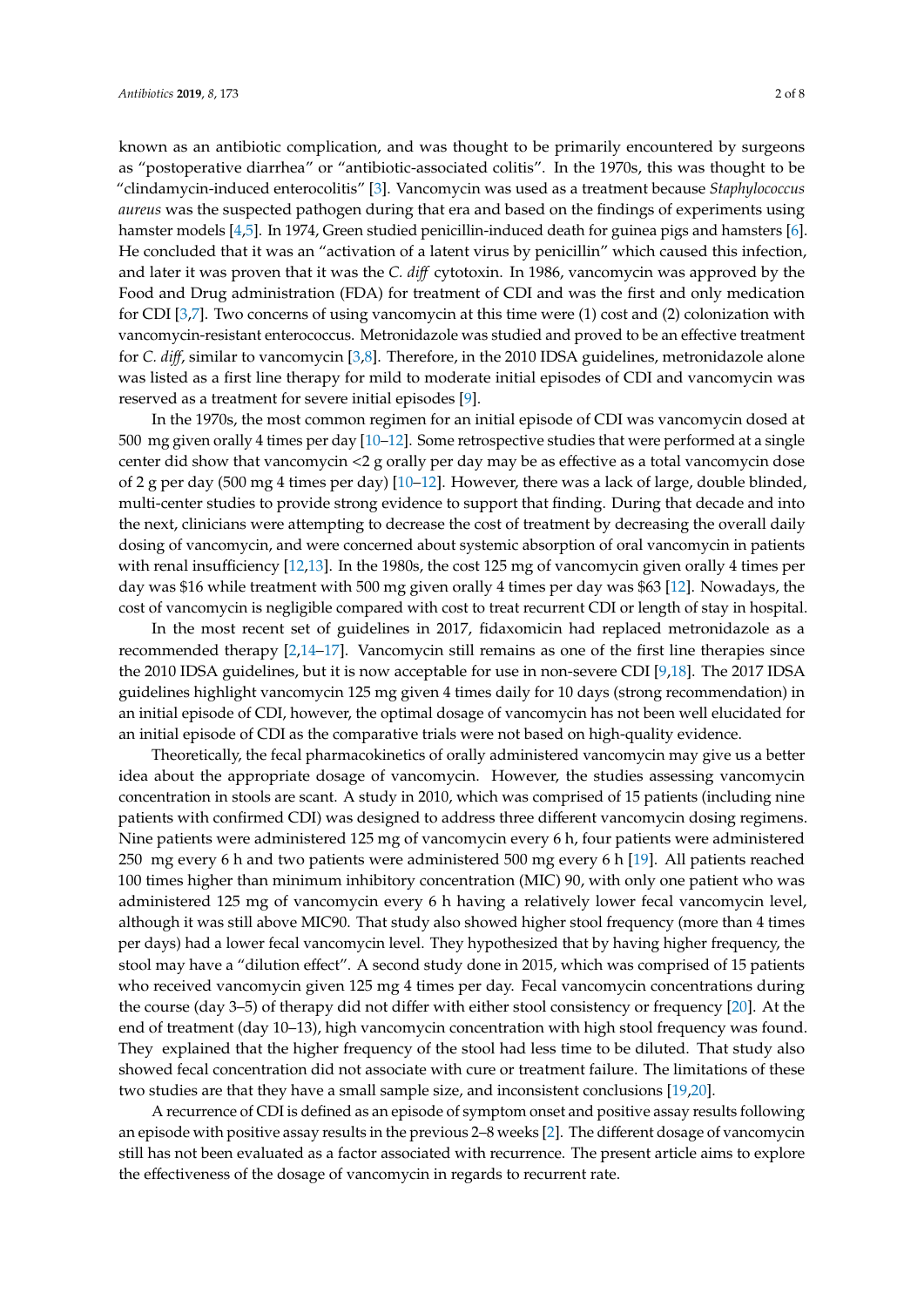known as an antibiotic complication, and was thought to be primarily encountered by surgeons as "postoperative diarrhea" or "antibiotic-associated colitis". In the 1970s, this was thought to be "clindamycin-induced enterocolitis" [3]. Vancomycin was used as a treatment because *Staphylococcus aureus* was the suspected pathogen during that era and based on the findings of experiments using hamster models [4,5]. In 1974, Green studied penicillin-induced death for guinea pigs and hamsters [6]. He concluded that it was an "activation of a latent virus by penicillin" which caused this infection, and later it was proven that it was the *C. diff* cytotoxin. In 1986, vancomycin was approved by the Food and Drug administration (FDA) for treatment of CDI and was the first and only medication for CDI [3,7]. Two concerns of using vancomycin at this time were (1) cost and (2) colonization with vancomycin-resistant enterococcus. Metronidazole was studied and proved to be an effective treatment for *C. diff*, similar to vancomycin [3,8]. Therefore, in the 2010 IDSA guidelines, metronidazole alone was listed as a first line therapy for mild to moderate initial episodes of CDI and vancomycin was reserved as a treatment for severe initial episodes [9].

In the 1970s, the most common regimen for an initial episode of CDI was vancomycin dosed at 500 mg given orally 4 times per day [10–12]. Some retrospective studies that were performed at a single center did show that vancomycin <2 g orally per day may be as effective as a total vancomycin dose of 2 g per day (500 mg 4 times per day) [10–12]. However, there was a lack of large, double blinded, multi-center studies to provide strong evidence to support that finding. During that decade and into the next, clinicians were attempting to decrease the cost of treatment by decreasing the overall daily dosing of vancomycin, and were concerned about systemic absorption of oral vancomycin in patients with renal insufficiency [12,13]. In the 1980s, the cost 125 mg of vancomycin given orally 4 times per day was $16 while treatment with 500 mg given orally 4 times per day was $63 [12]. Nowadays, the cost of vancomycin is negligible compared with cost to treat recurrent CDI or length of stay in hospital.

In the most recent set of guidelines in 2017, fidaxomicin had replaced metronidazole as a recommended therapy [2,14–17]. Vancomycin still remains as one of the first line therapies since the 2010 IDSA guidelines, but it is now acceptable for use in non-severe CDI [9,18]. The 2017 IDSA guidelines highlight vancomycin 125 mg given 4 times daily for 10 days (strong recommendation) in an initial episode of CDI, however, the optimal dosage of vancomycin has not been well elucidated for an initial episode of CDI as the comparative trials were not based on high-quality evidence.

Theoretically, the fecal pharmacokinetics of orally administered vancomycin may give us a better idea about the appropriate dosage of vancomycin. However, the studies assessing vancomycin concentration in stools are scant. A study in 2010, which was comprised of 15 patients (including nine patients with confirmed CDI) was designed to address three different vancomycin dosing regimens. Nine patients were administered 125 mg of vancomycin every 6 h, four patients were administered 250 mg every 6 h and two patients were administered 500 mg every 6 h [19]. All patients reached 100 times higher than minimum inhibitory concentration (MIC) 90, with only one patient who was administered 125 mg of vancomycin every 6 h having a relatively lower fecal vancomycin level, although it was still above MIC90. That study also showed higher stool frequency (more than 4 times per days) had a lower fecal vancomycin level. They hypothesized that by having higher frequency, the stool may have a "dilution effect". A second study done in 2015, which was comprised of 15 patients who received vancomycin given 125 mg 4 times per day. Fecal vancomycin concentrations during the course (day 3–5) of therapy did not differ with either stool consistency or frequency [20]. At the end of treatment (day 10–13), high vancomycin concentration with high stool frequency was found. They explained that the higher frequency of the stool had less time to be diluted. That study also showed fecal concentration did not associate with cure or treatment failure. The limitations of these two studies are that they have a small sample size, and inconsistent conclusions [19,20].

A recurrence of CDI is defined as an episode of symptom onset and positive assay results following an episode with positive assay results in the previous 2–8 weeks [2]. The different dosage of vancomycin still has not been evaluated as a factor associated with recurrence. The present article aims to explore the effectiveness of the dosage of vancomycin in regards to recurrent rate.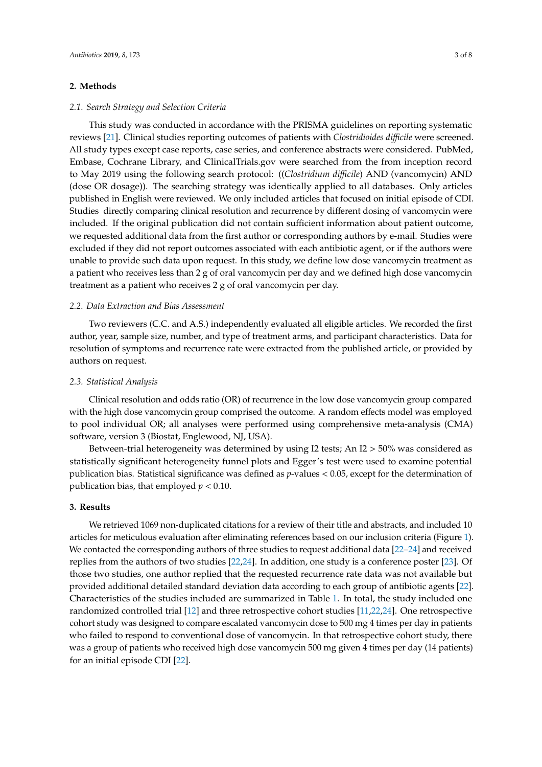## 2. Methods

### 2.1. Search Strategy and Selection Criteria

This study was conducted in accordance with the PRISMA guidelines on reporting systematic reviews [21]. Clinical studies reporting outcomes of patients with *Clostridioides difficile* were screened. All study types except case reports, case series, and conference abstracts were considered. PubMed, Embase, Cochrane Library, and ClinicalTrials.gov were searched from the from inception record to May 2019 using the following search protocol: ((*Clostridium difficile*) AND (vancomycin) AND (dose OR dosage)). The searching strategy was identically applied to all databases. Only articles published in English were reviewed. We only included articles that focused on initial episode of CDI. Studies directly comparing clinical resolution and recurrence by different dosing of vancomycin were included. If the original publication did not contain sufficient information about patient outcome, we requested additional data from the first author or corresponding authors by e-mail. Studies were excluded if they did not report outcomes associated with each antibiotic agent, or if the authors were unable to provide such data upon request. In this study, we define low dose vancomycin treatment as a patient who receives less than 2 g of oral vancomycin per day and we defined high dose vancomycin treatment as a patient who receives 2 g of oral vancomycin per day.

### 2.2. Data Extraction and Bias Assessment

Two reviewers (C.C. and A.S.) independently evaluated all eligible articles. We recorded the first author, year, sample size, number, and type of treatment arms, and participant characteristics. Data for resolution of symptoms and recurrence rate were extracted from the published article, or provided by authors on request.

### 2.3. Statistical Analysis

Clinical resolution and odds ratio (OR) of recurrence in the low dose vancomycin group compared with the high dose vancomycin group comprised the outcome. A random effects model was employed to pool individual OR; all analyses were performed using comprehensive meta-analysis (CMA) software, version 3 (Biostat, Englewood, NJ, USA).

Between-trial heterogeneity was determined by using I2 tests; An I2 > 50% was considered as statistically significant heterogeneity funnel plots and Egger's test were used to examine potential publication bias. Statistical significance was defined as *p*-values < 0.05, except for the determination of publication bias, that employed $p < 0.10$.

## 3. Results

We retrieved 1069 non-duplicated citations for a review of their title and abstracts, and included 10 articles for meticulous evaluation after eliminating references based on our inclusion criteria (Figure 1). We contacted the corresponding authors of three studies to request additional data [22–24] and received replies from the authors of two studies [22,24]. In addition, one study is a conference poster [23]. Of those two studies, one author replied that the requested recurrence rate data was not available but provided additional detailed standard deviation data according to each group of antibiotic agents [22]. Characteristics of the studies included are summarized in Table 1. In total, the study included one randomized controlled trial [12] and three retrospective cohort studies [11,22,24]. One retrospective cohort study was designed to compare escalated vancomycin dose to 500 mg 4 times per day in patients who failed to respond to conventional dose of vancomycin. In that retrospective cohort study, there was a group of patients who received high dose vancomycin 500 mg given 4 times per day (14 patients) for an initial episode CDI [22].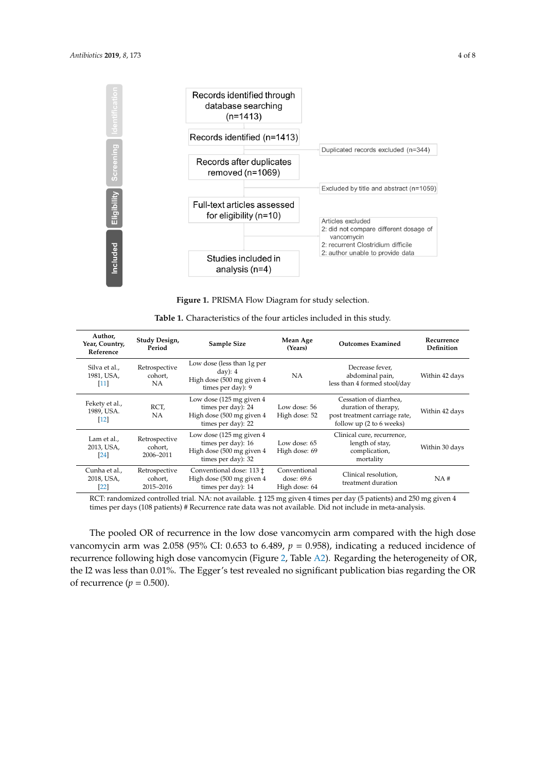Records identified through database searching (n=1413)

Records identified (n=1413)

Duplicated records excluded (n=344)

Records after duplicates removed (n=1069)

Excluded by title and abstract (n=1059)

Full-text articles assessed for eligibility (n=10)

Articles excluded
2: did not compare different dosage of vancomycin
2: recurrent Clostridium difficile
2: author unable to provide data

Studies included in analysis (n=4)

Identification | Screening | Eligibility | Included

**Figure 1.** PRISMA Flow Diagram for study selection.

**Table 1.** Characteristics of the four articles included in this study.

| Author, Year, Country, Reference | Study Design, Period | Sample Size | Mean Age (Years) | Outcomes Examined | Recurrence Definition |
|---|---|---|---|---|---|
| Silva et al., 1981, USA, [11] | Retrospective cohort, NA | Low dose (less than 1g per day): 4<br>High dose (500 mg given 4 times per day): 9 | NA | Decrease fever, abdominal pain, less than 4 formed stool/day | Within 42 days |
| Fekety et al., 1989, USA. [12] | RCT, NA | Low dose (125 mg given 4 times per day): 24<br>High dose (500 mg given 4 times per day): 22 | Low dose: 56<br>High dose: 52 | Cessation of diarrhea, duration of therapy, post treatment carriage rate, follow up (2 to 6 weeks) | Within 42 days |
| Lam et al., 2013, USA, [24] | Retrospective cohort, 2006–2011 | Low dose (125 mg given 4 times per day): 16<br>High dose (500 mg given 4 times per day): 32 | Low dose: 65<br>High dose: 69 | Clinical cure, recurrence, length of stay, complication, mortality | Within 30 days |
| Cunha et al., 2018, USA, [22] | Retrospective cohort, 2015–2016 | Conventional dose: 113 ‡<br>High dose (500 mg given 4 times per day): 14 | Conventional dose: 69.6<br>High dose: 64 | Clinical resolution, treatment duration | NA # |

RCT: randomized controlled trial. NA: not available. ‡ 125 mg given 4 times per day (5 patients) and 250 mg given 4 times per days (108 patients) # Recurrence rate data was not available. Did not include in meta-analysis.

The pooled OR of recurrence in the low dose vancomycin arm compared with the high dose vancomycin arm was 2.058 (95% CI: 0.653 to 6.489, $p$ = 0.958), indicating a reduced incidence of recurrence following high dose vancomycin (Figure 2, Table A2). Regarding the heterogeneity of OR, the I2 was less than 0.01%. The Egger's test revealed no significant publication bias regarding the OR of recurrence ($p$ = 0.500).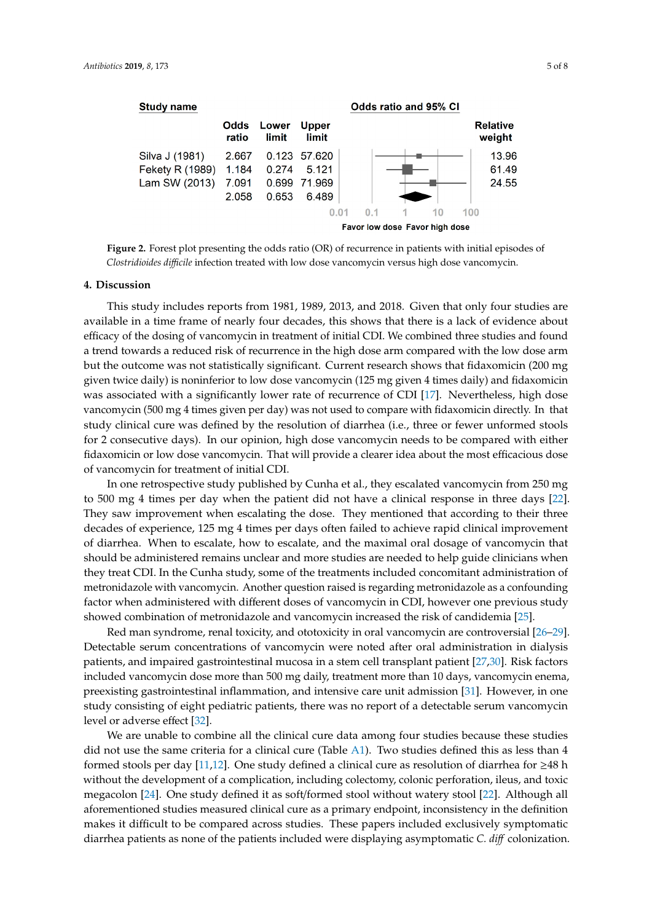| Study name | Odds ratio | Lower limit | Upper limit | Relative weight |
| --- | --- | --- | --- | --- |
| Silva J (1981) | 2.667 | 0.123 | 57.620 | 13.96 |
| Fekety R (1989) | 1.184 | 0.274 | 5.121 | 61.49 |
| Lam SW (2013) | 7.091 | 0.699 | 71.969 | 24.55 |
| | 2.058 | 0.653 | 6.489 | |

Odds ratio and 95% CI: 0.01, 0.1, 1, 10, 100 — Favor low dose / Favor high dose

**Figure 2.** Forest plot presenting the odds ratio (OR) of recurrence in patients with initial episodes of *Clostridioides difficile* infection treated with low dose vancomycin versus high dose vancomycin.

## 4. Discussion

This study includes reports from 1981, 1989, 2013, and 2018. Given that only four studies are available in a time frame of nearly four decades, this shows that there is a lack of evidence about efficacy of the dosing of vancomycin in treatment of initial CDI. We combined three studies and found a trend towards a reduced risk of recurrence in the high dose arm compared with the low dose arm but the outcome was not statistically significant. Current research shows that fidaxomicin (200 mg given twice daily) is noninferior to low dose vancomycin (125 mg given 4 times daily) and fidaxomicin was associated with a significantly lower rate of recurrence of CDI [17]. Nevertheless, high dose vancomycin (500 mg 4 times given per day) was not used to compare with fidaxomicin directly. In that study clinical cure was defined by the resolution of diarrhea (i.e., three or fewer unformed stools for 2 consecutive days). In our opinion, high dose vancomycin needs to be compared with either fidaxomicin or low dose vancomycin. That will provide a clearer idea about the most efficacious dose of vancomycin for treatment of initial CDI.

In one retrospective study published by Cunha et al., they escalated vancomycin from 250 mg to 500 mg 4 times per day when the patient did not have a clinical response in three days [22]. They saw improvement when escalating the dose. They mentioned that according to their three decades of experience, 125 mg 4 times per days often failed to achieve rapid clinical improvement of diarrhea. When to escalate, how to escalate, and the maximal oral dosage of vancomycin that should be administered remains unclear and more studies are needed to help guide clinicians when they treat CDI. In the Cunha study, some of the treatments included concomitant administration of metronidazole with vancomycin. Another question raised is regarding metronidazole as a confounding factor when administered with different doses of vancomycin in CDI, however one previous study showed combination of metronidazole and vancomycin increased the risk of candidemia [25].

Red man syndrome, renal toxicity, and ototoxicity in oral vancomycin are controversial [26–29]. Detectable serum concentrations of vancomycin were noted after oral administration in dialysis patients, and impaired gastrointestinal mucosa in a stem cell transplant patient [27,30]. Risk factors included vancomycin dose more than 500 mg daily, treatment more than 10 days, vancomycin enema, preexisting gastrointestinal inflammation, and intensive care unit admission [31]. However, in one study consisting of eight pediatric patients, there was no report of a detectable serum vancomycin level or adverse effect [32].

We are unable to combine all the clinical cure data among four studies because these studies did not use the same criteria for a clinical cure (Table A1). Two studies defined this as less than 4 formed stools per day [11,12]. One study defined a clinical cure as resolution of diarrhea for ≥48 h without the development of a complication, including colectomy, colonic perforation, ileus, and toxic megacolon [24]. One study defined it as soft/formed stool without watery stool [22]. Although all aforementioned studies measured clinical cure as a primary endpoint, inconsistency in the definition makes it difficult to be compared across studies. These papers included exclusively symptomatic diarrhea patients as none of the patients included were displaying asymptomatic *C. diff* colonization.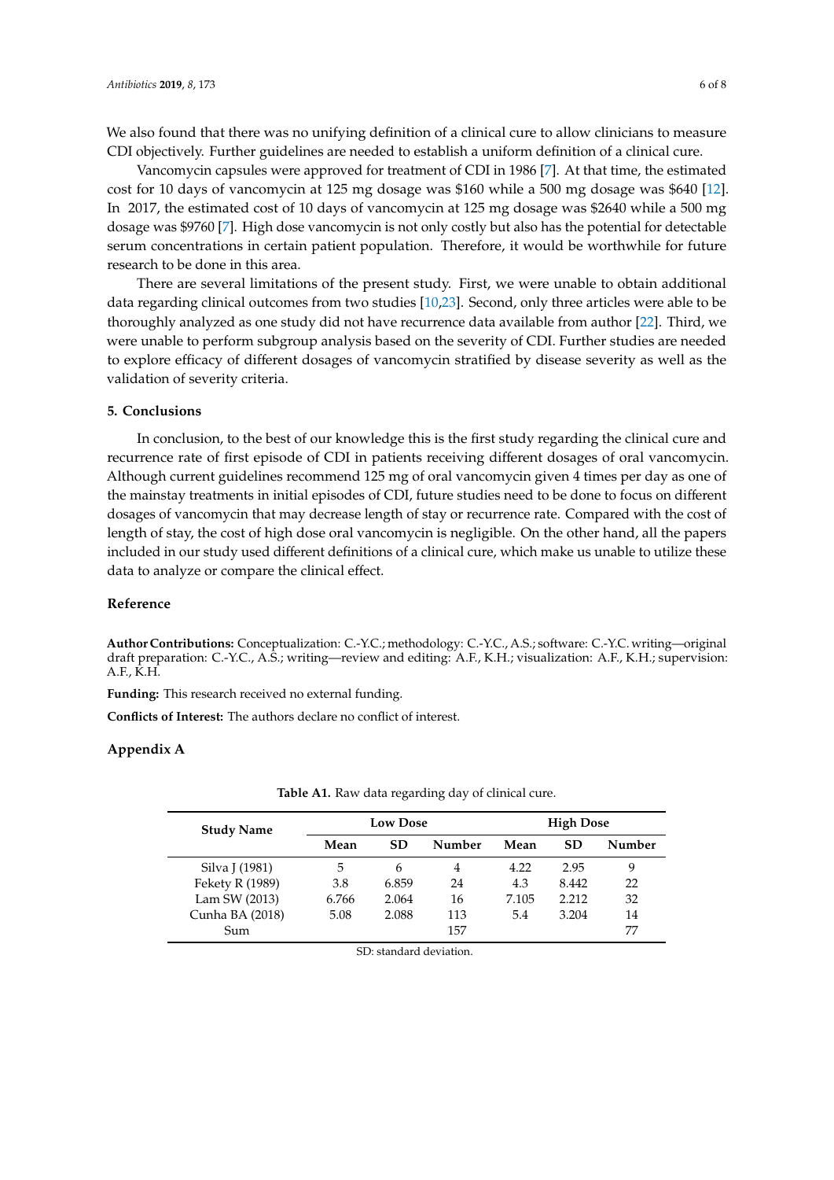We also found that there was no unifying definition of a clinical cure to allow clinicians to measure CDI objectively. Further guidelines are needed to establish a uniform definition of a clinical cure.

Vancomycin capsules were approved for treatment of CDI in 1986 [7]. At that time, the estimated cost for 10 days of vancomycin at 125 mg dosage was $160 while a 500 mg dosage was $640 [12]. In 2017, the estimated cost of 10 days of vancomycin at 125 mg dosage was $2640 while a 500 mg dosage was $9760 [7]. High dose vancomycin is not only costly but also has the potential for detectable serum concentrations in certain patient population. Therefore, it would be worthwhile for future research to be done in this area.

There are several limitations of the present study. First, we were unable to obtain additional data regarding clinical outcomes from two studies [10,23]. Second, only three articles were able to be thoroughly analyzed as one study did not have recurrence data available from author [22]. Third, we were unable to perform subgroup analysis based on the severity of CDI. Further studies are needed to explore efficacy of different dosages of vancomycin stratified by disease severity as well as the validation of severity criteria.

## 5. Conclusions

In conclusion, to the best of our knowledge this is the first study regarding the clinical cure and recurrence rate of first episode of CDI in patients receiving different dosages of oral vancomycin. Although current guidelines recommend 125 mg of oral vancomycin given 4 times per day as one of the mainstay treatments in initial episodes of CDI, future studies need to be done to focus on different dosages of vancomycin that may decrease length of stay or recurrence rate. Compared with the cost of length of stay, the cost of high dose oral vancomycin is negligible. On the other hand, all the papers included in our study used different definitions of a clinical cure, which make us unable to utilize these data to analyze or compare the clinical effect.

## Reference

**Author Contributions:** Conceptualization: C.-Y.C.; methodology: C.-Y.C., A.S.; software: C.-Y.C. writing—original draft preparation: C.-Y.C., A.S.; writing—review and editing: A.F., K.H.; visualization: A.F., K.H.; supervision: A.F., K.H.

**Funding:** This research received no external funding.

**Conflicts of Interest:** The authors declare no conflict of interest.

## Appendix A

**Table A1.** Raw data regarding day of clinical cure.

| Study Name | Low Dose | | | High Dose | | |
|---|---|---|---|---|---|---|
| | Mean | SD | Number | Mean | SD | Number |
| Silva J (1981) | 5 | 6 | 4 | 4.22 | 2.95 | 9 |
| Fekety R (1989) | 3.8 | 6.859 | 24 | 4.3 | 8.442 | 22 |
| Lam SW (2013) | 6.766 | 2.064 | 16 | 7.105 | 2.212 | 32 |
| Cunha BA (2018) | 5.08 | 2.088 | 113 | 5.4 | 3.204 | 14 |
| Sum | | | 157 | | | 77 |

SD: standard deviation.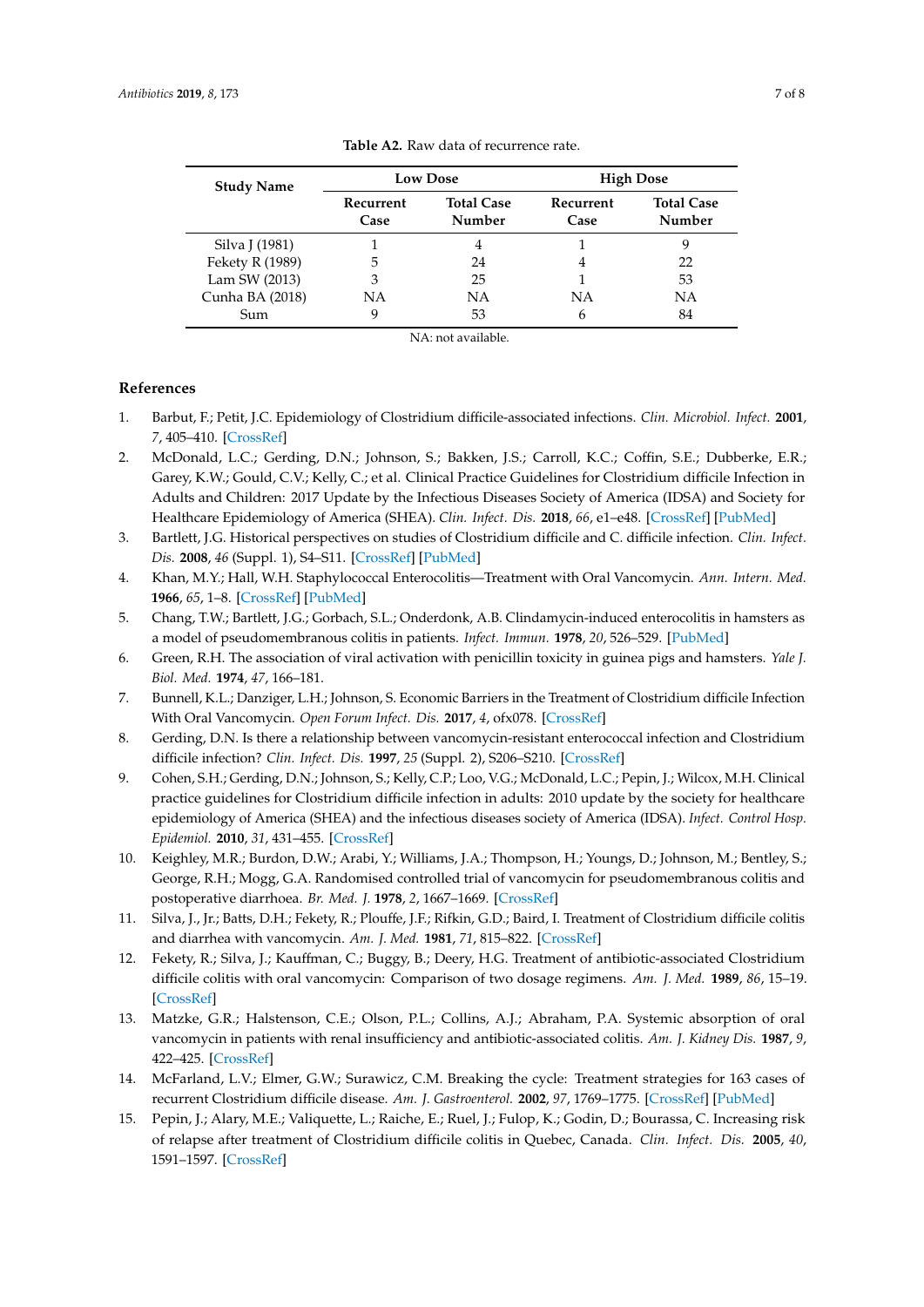**Table A2.** Raw data of recurrence rate.

| Study Name | Low Dose | | High Dose | |
|---|---|---|---|---|
| | Recurrent Case | Total Case Number | Recurrent Case | Total Case Number |
| Silva J (1981) | 1 | 4 | 1 | 9 |
| Fekety R (1989) | 5 | 24 | 4 | 22 |
| Lam SW (2013) | 3 | 25 | 1 | 53 |
| Cunha BA (2018) | NA | NA | NA | NA |
| Sum | 9 | 53 | 6 | 84 |

NA: not available.

## References

1. Barbut, F.; Petit, J.C. Epidemiology of Clostridium difficile-associated infections. *Clin. Microbiol. Infect.* **2001**, *7*, 405–410. [CrossRef]
2. McDonald, L.C.; Gerding, D.N.; Johnson, S.; Bakken, J.S.; Carroll, K.C.; Coffin, S.E.; Dubberke, E.R.; Garey, K.W.; Gould, C.V.; Kelly, C.; et al. Clinical Practice Guidelines for Clostridium difficile Infection in Adults and Children: 2017 Update by the Infectious Diseases Society of America (IDSA) and Society for Healthcare Epidemiology of America (SHEA). *Clin. Infect. Dis.* **2018**, *66*, e1–e48. [CrossRef] [PubMed]
3. Bartlett, J.G. Historical perspectives on studies of Clostridium difficile and C. difficile infection. *Clin. Infect. Dis.* **2008**, *46* (Suppl. 1), S4–S11. [CrossRef] [PubMed]
4. Khan, M.Y.; Hall, W.H. Staphylococcal Enterocolitis—Treatment with Oral Vancomycin. *Ann. Intern. Med.* **1966**, *65*, 1–8. [CrossRef] [PubMed]
5. Chang, T.W.; Bartlett, J.G.; Gorbach, S.L.; Onderdonk, A.B. Clindamycin-induced enterocolitis in hamsters as a model of pseudomembranous colitis in patients. *Infect. Immun.* **1978**, *20*, 526–529. [PubMed]
6. Green, R.H. The association of viral activation with penicillin toxicity in guinea pigs and hamsters. *Yale J. Biol. Med.* **1974**, *47*, 166–181.
7. Bunnell, K.L.; Danziger, L.H.; Johnson, S. Economic Barriers in the Treatment of Clostridium difficile Infection With Oral Vancomycin. *Open Forum Infect. Dis.* **2017**, *4*, ofx078. [CrossRef]
8. Gerding, D.N. Is there a relationship between vancomycin-resistant enterococcal infection and Clostridium difficile infection? *Clin. Infect. Dis.* **1997**, *25* (Suppl. 2), S206–S210. [CrossRef]
9. Cohen, S.H.; Gerding, D.N.; Johnson, S.; Kelly, C.P.; Loo, V.G.; McDonald, L.C.; Pepin, J.; Wilcox, M.H. Clinical practice guidelines for Clostridium difficile infection in adults: 2010 update by the society for healthcare epidemiology of America (SHEA) and the infectious diseases society of America (IDSA). *Infect. Control Hosp. Epidemiol.* **2010**, *31*, 431–455. [CrossRef]
10. Keighley, M.R.; Burdon, D.W.; Arabi, Y.; Williams, J.A.; Thompson, H.; Youngs, D.; Johnson, M.; Bentley, S.; George, R.H.; Mogg, G.A. Randomised controlled trial of vancomycin for pseudomembranous colitis and postoperative diarrhoea. *Br. Med. J.* **1978**, *2*, 1667–1669. [CrossRef]
11. Silva, J., Jr.; Batts, D.H.; Fekety, R.; Plouffe, J.F.; Rifkin, G.D.; Baird, I. Treatment of Clostridium difficile colitis and diarrhea with vancomycin. *Am. J. Med.* **1981**, *71*, 815–822. [CrossRef]
12. Fekety, R.; Silva, J.; Kauffman, C.; Buggy, B.; Deery, H.G. Treatment of antibiotic-associated Clostridium difficile colitis with oral vancomycin: Comparison of two dosage regimens. *Am. J. Med.* **1989**, *86*, 15–19. [CrossRef]
13. Matzke, G.R.; Halstenson, C.E.; Olson, P.L.; Collins, A.J.; Abraham, P.A. Systemic absorption of oral vancomycin in patients with renal insufficiency and antibiotic-associated colitis. *Am. J. Kidney Dis.* **1987**, *9*, 422–425. [CrossRef]
14. McFarland, L.V.; Elmer, G.W.; Surawicz, C.M. Breaking the cycle: Treatment strategies for 163 cases of recurrent Clostridium difficile disease. *Am. J. Gastroenterol.* **2002**, *97*, 1769–1775. [CrossRef] [PubMed]
15. Pepin, J.; Alary, M.E.; Valiquette, L.; Raiche, E.; Ruel, J.; Fulop, K.; Godin, D.; Bourassa, C. Increasing risk of relapse after treatment of Clostridium difficile colitis in Quebec, Canada. *Clin. Infect. Dis.* **2005**, *40*, 1591–1597. [CrossRef]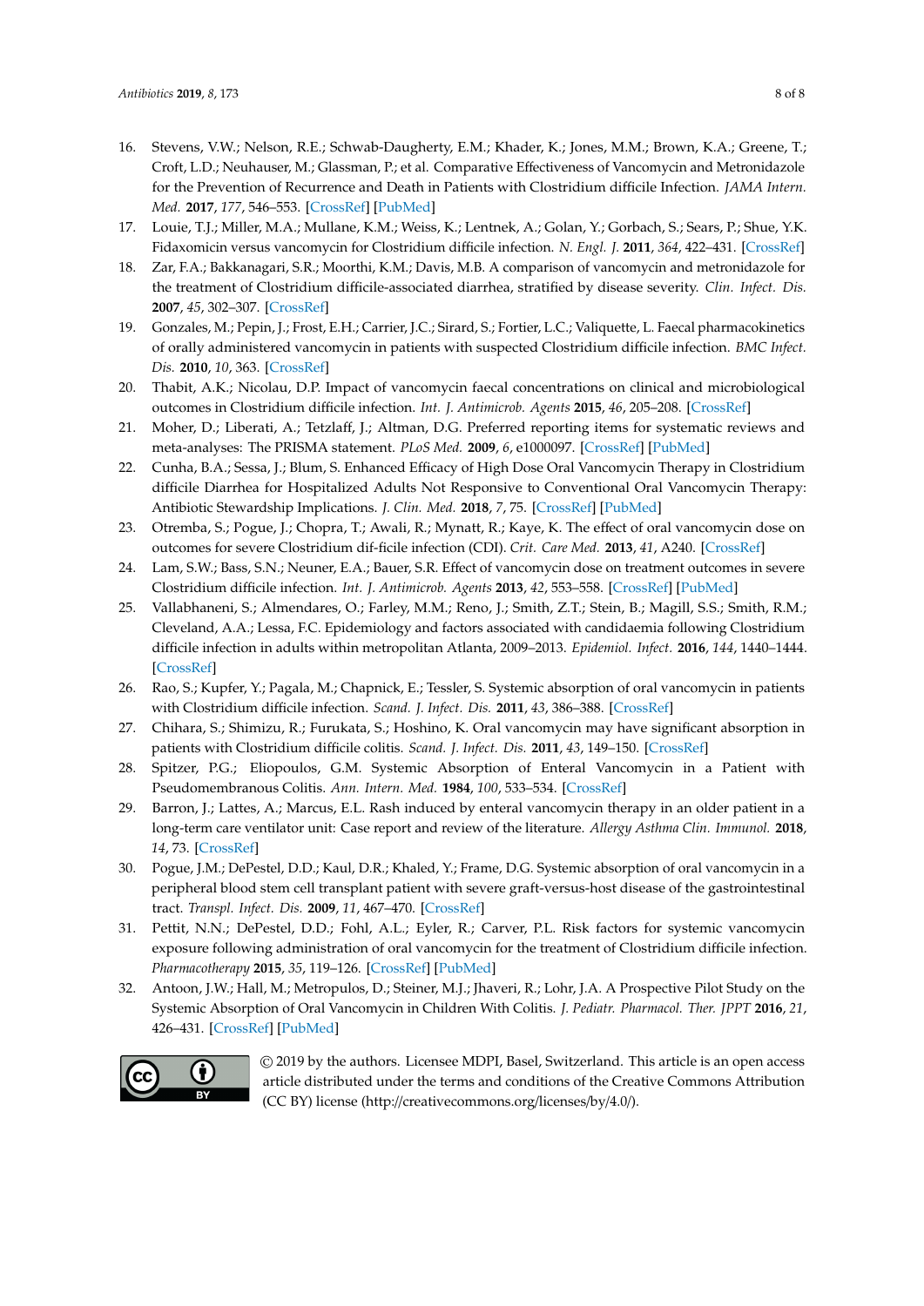16. Stevens, V.W.; Nelson, R.E.; Schwab-Daugherty, E.M.; Khader, K.; Jones, M.M.; Brown, K.A.; Greene, T.; Croft, L.D.; Neuhauser, M.; Glassman, P.; et al. Comparative Effectiveness of Vancomycin and Metronidazole for the Prevention of Recurrence and Death in Patients with Clostridium difficile Infection. *JAMA Intern. Med.* **2017**, *177*, 546–553. [CrossRef] [PubMed]
17. Louie, T.J.; Miller, M.A.; Mullane, K.M.; Weiss, K.; Lentnek, A.; Golan, Y.; Gorbach, S.; Sears, P.; Shue, Y.K. Fidaxomicin versus vancomycin for Clostridium difficile infection. *N. Engl. J.* **2011**, *364*, 422–431. [CrossRef]
18. Zar, F.A.; Bakkanagari, S.R.; Moorthi, K.M.; Davis, M.B. A comparison of vancomycin and metronidazole for the treatment of Clostridium difficile-associated diarrhea, stratified by disease severity. *Clin. Infect. Dis.* **2007**, *45*, 302–307. [CrossRef]
19. Gonzales, M.; Pepin, J.; Frost, E.H.; Carrier, J.C.; Sirard, S.; Fortier, L.C.; Valiquette, L. Faecal pharmacokinetics of orally administered vancomycin in patients with suspected Clostridium difficile infection. *BMC Infect. Dis.* **2010**, *10*, 363. [CrossRef]
20. Thabit, A.K.; Nicolau, D.P. Impact of vancomycin faecal concentrations on clinical and microbiological outcomes in Clostridium difficile infection. *Int. J. Antimicrob. Agents* **2015**, *46*, 205–208. [CrossRef]
21. Moher, D.; Liberati, A.; Tetzlaff, J.; Altman, D.G. Preferred reporting items for systematic reviews and meta-analyses: The PRISMA statement. *PLoS Med.* **2009**, *6*, e1000097. [CrossRef] [PubMed]
22. Cunha, B.A.; Sessa, J.; Blum, S. Enhanced Efficacy of High Dose Oral Vancomycin Therapy in Clostridium difficile Diarrhea for Hospitalized Adults Not Responsive to Conventional Oral Vancomycin Therapy: Antibiotic Stewardship Implications. *J. Clin. Med.* **2018**, *7*, 75. [CrossRef] [PubMed]
23. Otremba, S.; Pogue, J.; Chopra, T.; Awali, R.; Mynatt, R.; Kaye, K. The effect of oral vancomycin dose on outcomes for severe Clostridium dif-ficile infection (CDI). *Crit. Care Med.* **2013**, *41*, A240. [CrossRef]
24. Lam, S.W.; Bass, S.N.; Neuner, E.A.; Bauer, S.R. Effect of vancomycin dose on treatment outcomes in severe Clostridium difficile infection. *Int. J. Antimicrob. Agents* **2013**, *42*, 553–558. [CrossRef] [PubMed]
25. Vallabhaneni, S.; Almendares, O.; Farley, M.M.; Reno, J.; Smith, Z.T.; Stein, B.; Magill, S.S.; Smith, R.M.; Cleveland, A.A.; Lessa, F.C. Epidemiology and factors associated with candidaemia following Clostridium difficile infection in adults within metropolitan Atlanta, 2009–2013. *Epidemiol. Infect.* **2016**, *144*, 1440–1444. [CrossRef]
26. Rao, S.; Kupfer, Y.; Pagala, M.; Chapnick, E.; Tessler, S. Systemic absorption of oral vancomycin in patients with Clostridium difficile infection. *Scand. J. Infect. Dis.* **2011**, *43*, 386–388. [CrossRef]
27. Chihara, S.; Shimizu, R.; Furukata, S.; Hoshino, K. Oral vancomycin may have significant absorption in patients with Clostridium difficile colitis. *Scand. J. Infect. Dis.* **2011**, *43*, 149–150. [CrossRef]
28. Spitzer, P.G.; Eliopoulos, G.M. Systemic Absorption of Enteral Vancomycin in a Patient with Pseudomembranous Colitis. *Ann. Intern. Med.* **1984**, *100*, 533–534. [CrossRef]
29. Barron, J.; Lattes, A.; Marcus, E.L. Rash induced by enteral vancomycin therapy in an older patient in a long-term care ventilator unit: Case report and review of the literature. *Allergy Asthma Clin. Immunol.* **2018**, *14*, 73. [CrossRef]
30. Pogue, J.M.; DePestel, D.D.; Kaul, D.R.; Khaled, Y.; Frame, D.G. Systemic absorption of oral vancomycin in a peripheral blood stem cell transplant patient with severe graft-versus-host disease of the gastrointestinal tract. *Transpl. Infect. Dis.* **2009**, *11*, 467–470. [CrossRef]
31. Pettit, N.N.; DePestel, D.D.; Fohl, A.L.; Eyler, R.; Carver, P.L. Risk factors for systemic vancomycin exposure following administration of oral vancomycin for the treatment of Clostridium difficile infection. *Pharmacotherapy* **2015**, *35*, 119–126. [CrossRef] [PubMed]
32. Antoon, J.W.; Hall, M.; Metropulos, D.; Steiner, M.J.; Jhaveri, R.; Lohr, J.A. A Prospective Pilot Study on the Systemic Absorption of Oral Vancomycin in Children With Colitis. *J. Pediatr. Pharmacol. Ther. JPPT* **2016**, *21*, 426–431. [CrossRef] [PubMed]

© 2019 by the authors. Licensee MDPI, Basel, Switzerland. This article is an open access article distributed under the terms and conditions of the Creative Commons Attribution (CC BY) license (http://creativecommons.org/licenses/by/4.0/).